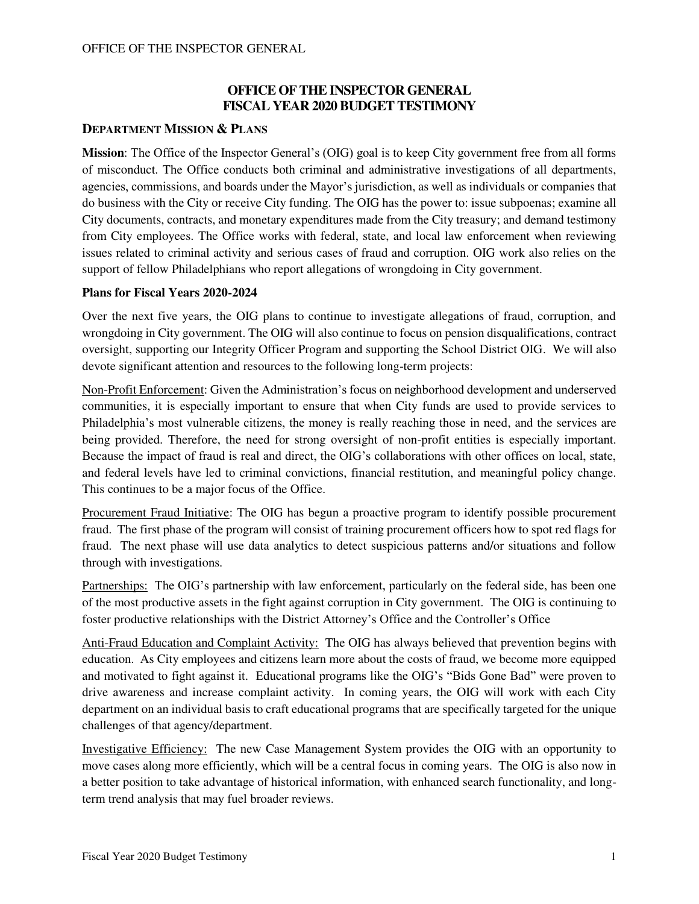# OFFICE OF THE INSPECTOR GENERAL
# FISCAL YEAR 2020 BUDGET TESTIMONY

## DEPARTMENT MISSION & PLANS

**Mission**: The Office of the Inspector General's (OIG) goal is to keep City government free from all forms of misconduct. The Office conducts both criminal and administrative investigations of all departments, agencies, commissions, and boards under the Mayor's jurisdiction, as well as individuals or companies that do business with the City or receive City funding. The OIG has the power to: issue subpoenas; examine all City documents, contracts, and monetary expenditures made from the City treasury; and demand testimony from City employees. The Office works with federal, state, and local law enforcement when reviewing issues related to criminal activity and serious cases of fraud and corruption. OIG work also relies on the support of fellow Philadelphians who report allegations of wrongdoing in City government.

### Plans for Fiscal Years 2020-2024

Over the next five years, the OIG plans to continue to investigate allegations of fraud, corruption, and wrongdoing in City government. The OIG will also continue to focus on pension disqualifications, contract oversight, supporting our Integrity Officer Program and supporting the School District OIG. We will also devote significant attention and resources to the following long-term projects:

Non-Profit Enforcement: Given the Administration's focus on neighborhood development and underserved communities, it is especially important to ensure that when City funds are used to provide services to Philadelphia's most vulnerable citizens, the money is really reaching those in need, and the services are being provided. Therefore, the need for strong oversight of non-profit entities is especially important. Because the impact of fraud is real and direct, the OIG's collaborations with other offices on local, state, and federal levels have led to criminal convictions, financial restitution, and meaningful policy change. This continues to be a major focus of the Office.

Procurement Fraud Initiative: The OIG has begun a proactive program to identify possible procurement fraud. The first phase of the program will consist of training procurement officers how to spot red flags for fraud. The next phase will use data analytics to detect suspicious patterns and/or situations and follow through with investigations.

Partnerships: The OIG's partnership with law enforcement, particularly on the federal side, has been one of the most productive assets in the fight against corruption in City government. The OIG is continuing to foster productive relationships with the District Attorney's Office and the Controller's Office

Anti-Fraud Education and Complaint Activity: The OIG has always believed that prevention begins with education. As City employees and citizens learn more about the costs of fraud, we become more equipped and motivated to fight against it. Educational programs like the OIG's "Bids Gone Bad" were proven to drive awareness and increase complaint activity. In coming years, the OIG will work with each City department on an individual basis to craft educational programs that are specifically targeted for the unique challenges of that agency/department.

Investigative Efficiency: The new Case Management System provides the OIG with an opportunity to move cases along more efficiently, which will be a central focus in coming years. The OIG is also now in a better position to take advantage of historical information, with enhanced search functionality, and long-term trend analysis that may fuel broader reviews.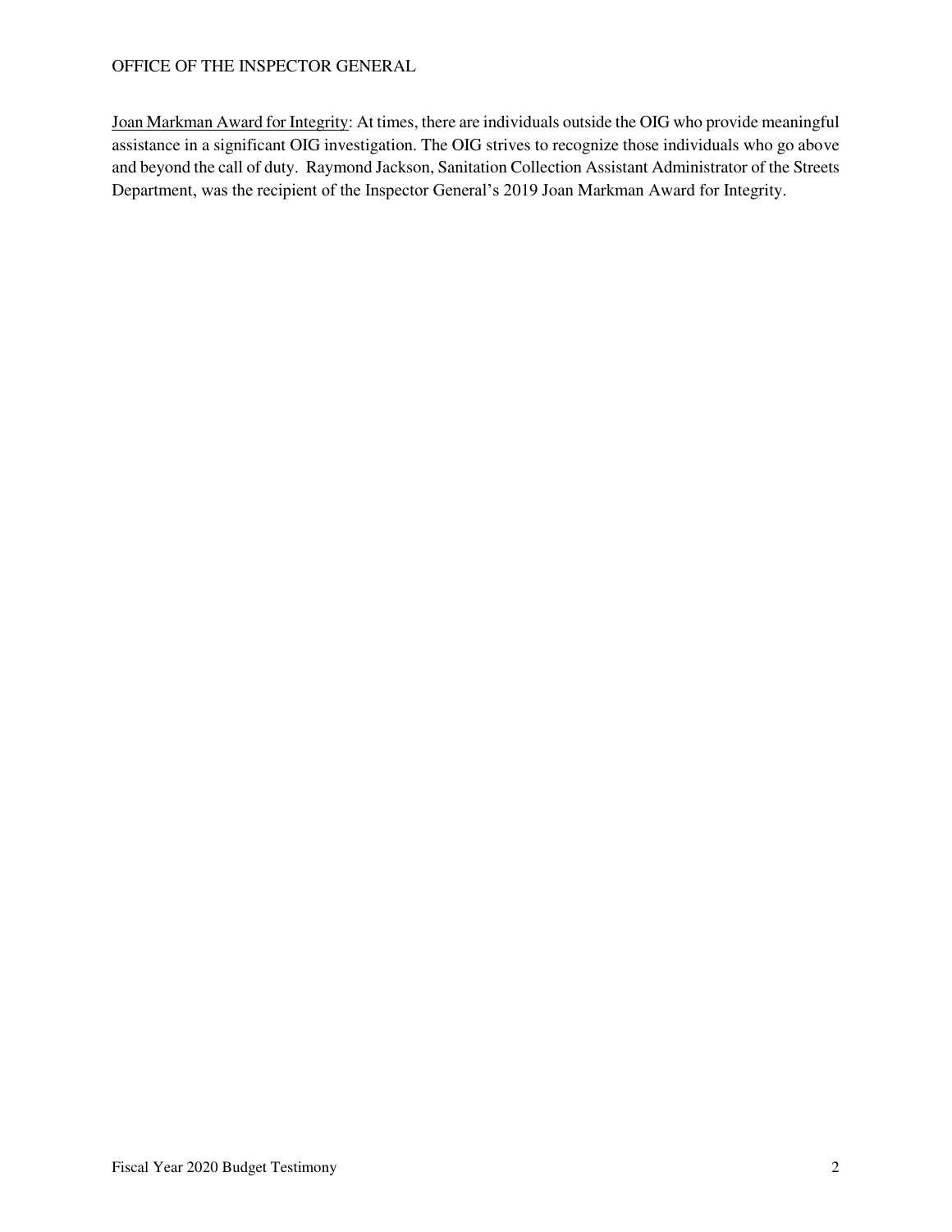<u>Joan Markman Award for Integrity</u>: At times, there are individuals outside the OIG who provide meaningful assistance in a significant OIG investigation. The OIG strives to recognize those individuals who go above and beyond the call of duty. Raymond Jackson, Sanitation Collection Assistant Administrator of the Streets Department, was the recipient of the Inspector General's 2019 Joan Markman Award for Integrity.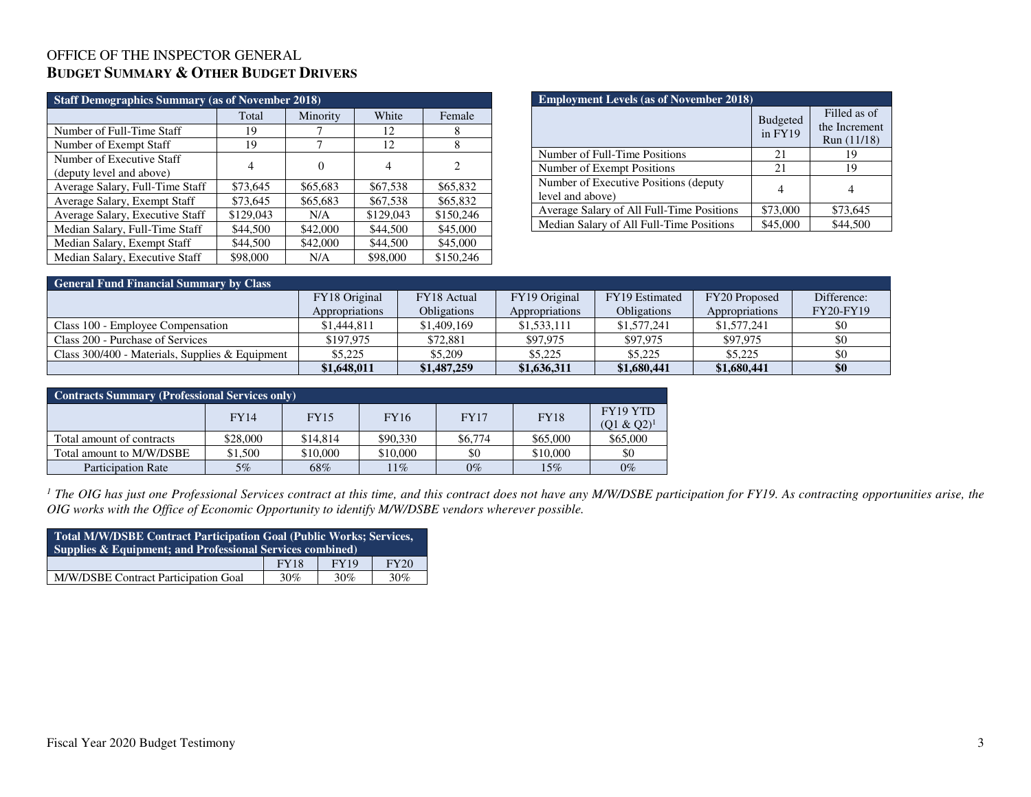# OFFICE OF THE INSPECTOR GENERAL
## BUDGET SUMMARY & OTHER BUDGET DRIVERS

| Staff Demographics Summary (as of November 2018) | | | | |
|---|---|---|---|---|
| | Total | Minority | White | Female |
| Number of Full-Time Staff | 19 | 7 | 12 | 8 |
| Number of Exempt Staff | 19 | 7 | 12 | 8 |
| Number of Executive Staff (deputy level and above) | 4 | 0 | 4 | 2 |
| Average Salary, Full-Time Staff | $73,645 | $65,683 | $67,538 | $65,832 |
| Average Salary, Exempt Staff | $73,645 | $65,683 | $67,538 | $65,832 |
| Average Salary, Executive Staff | $129,043 | N/A | $129,043 | $150,246 |
| Median Salary, Full-Time Staff | $44,500 | $42,000 | $44,500 | $45,000 |
| Median Salary, Exempt Staff | $44,500 | $42,000 | $44,500 | $45,000 |
| Median Salary, Executive Staff | $98,000 | N/A | $98,000 | $150,246 |

| Employment Levels (as of November 2018) | | |
|---|---|---|
| | Budgeted in FY19 | Filled as of the Increment Run (11/18) |
| Number of Full-Time Positions | 21 | 19 |
| Number of Exempt Positions | 21 | 19 |
| Number of Executive Positions (deputy level and above) | 4 | 4 |
| Average Salary of All Full-Time Positions | $73,000 | $73,645 |
| Median Salary of All Full-Time Positions | $45,000 | $44,500 |

| General Fund Financial Summary by Class | | | | | | |
|---|---|---|---|---|---|---|
| | FY18 Original Appropriations | FY18 Actual Obligations | FY19 Original Appropriations | FY19 Estimated Obligations | FY20 Proposed Appropriations | Difference: FY20-FY19 |
| Class 100 - Employee Compensation | $1,444,811 | $1,409,169 | $1,533,111 | $1,577,241 | $1,577,241 | $0 |
| Class 200 - Purchase of Services | $197,975 | $72,881 | $97,975 | $97,975 | $97,975 | $0 |
| Class 300/400 - Materials, Supplies & Equipment | $5,225 | $5,209 | $5,225 | $5,225 | $5,225 | $0 |
| | **$1,648,011** | **$1,487,259** | **$1,636,311** | **$1,680,441** | **$1,680,441** | **$0** |

| Contracts Summary (Professional Services only) | | | | | | |
|---|---|---|---|---|---|---|
| | FY14 | FY15 | FY16 | FY17 | FY18 | FY19 YTD (Q1 & Q2)[1] |
| Total amount of contracts | $28,000 | $14,814 | $90,330 | $6,774 | $65,000 | $65,000 |
| Total amount to M/W/DSBE | $1,500 | $10,000 | $10,000 | $0 | $10,000 | $0 |
| Participation Rate | 5% | 68% | 11% | 0% | 15% | 0% |

*[1] The OIG has just one Professional Services contract at this time, and this contract does not have any M/W/DSBE participation for FY19. As contracting opportunities arise, the OIG works with the Office of Economic Opportunity to identify M/W/DSBE vendors wherever possible.*

| Total M/W/DSBE Contract Participation Goal (Public Works; Services, Supplies & Equipment; and Professional Services combined) | | | |
|---|---|---|---|
| | FY18 | FY19 | FY20 |
| M/W/DSBE Contract Participation Goal | 30% | 30% | 30% |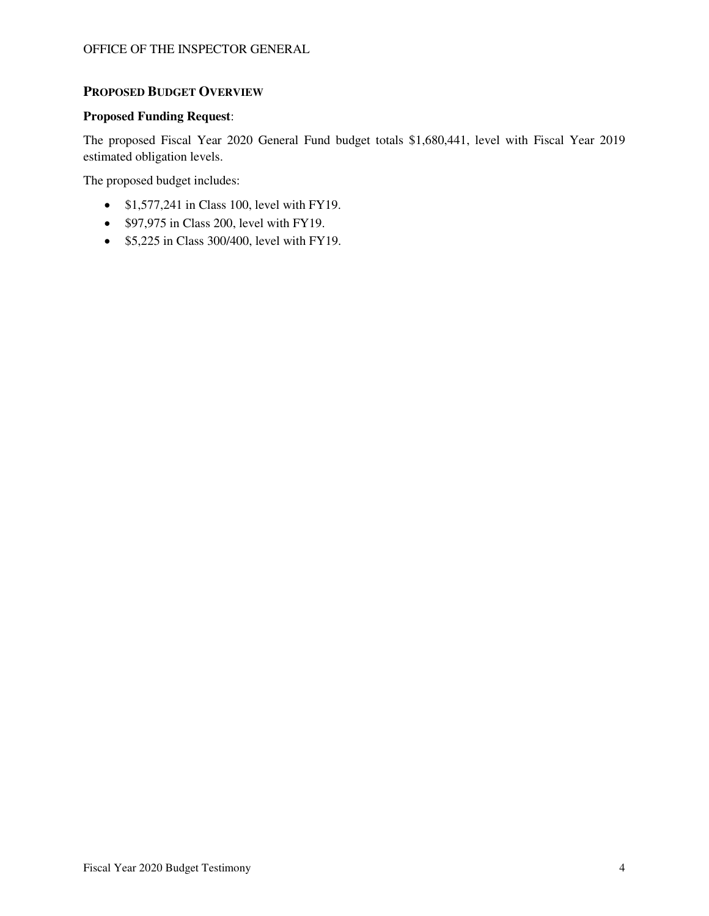## Proposed Budget Overview

**Proposed Funding Request**:

The proposed Fiscal Year 2020 General Fund budget totals $1,680,441, level with Fiscal Year 2019 estimated obligation levels.

The proposed budget includes:

- $1,577,241 in Class 100, level with FY19.
- $97,975 in Class 200, level with FY19.
- $5,225 in Class 300/400, level with FY19.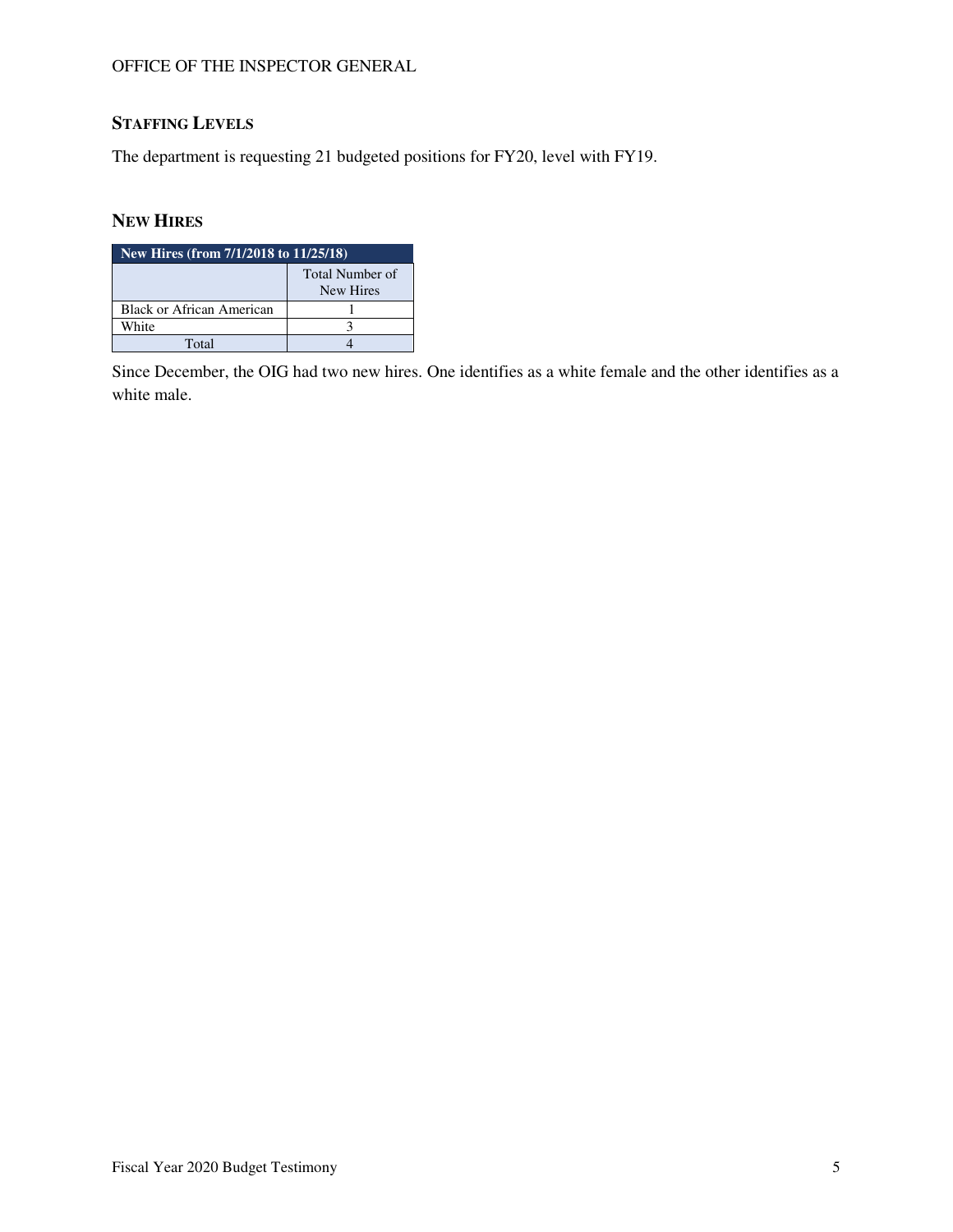## STAFFING LEVELS

The department is requesting 21 budgeted positions for FY20, level with FY19.

## NEW HIRES

| New Hires (from 7/1/2018 to 11/25/18) | |
|---|---|
| | Total Number of New Hires |
| Black or African American | 1 |
| White | 3 |
| Total | 4 |

Since December, the OIG had two new hires. One identifies as a white female and the other identifies as a white male.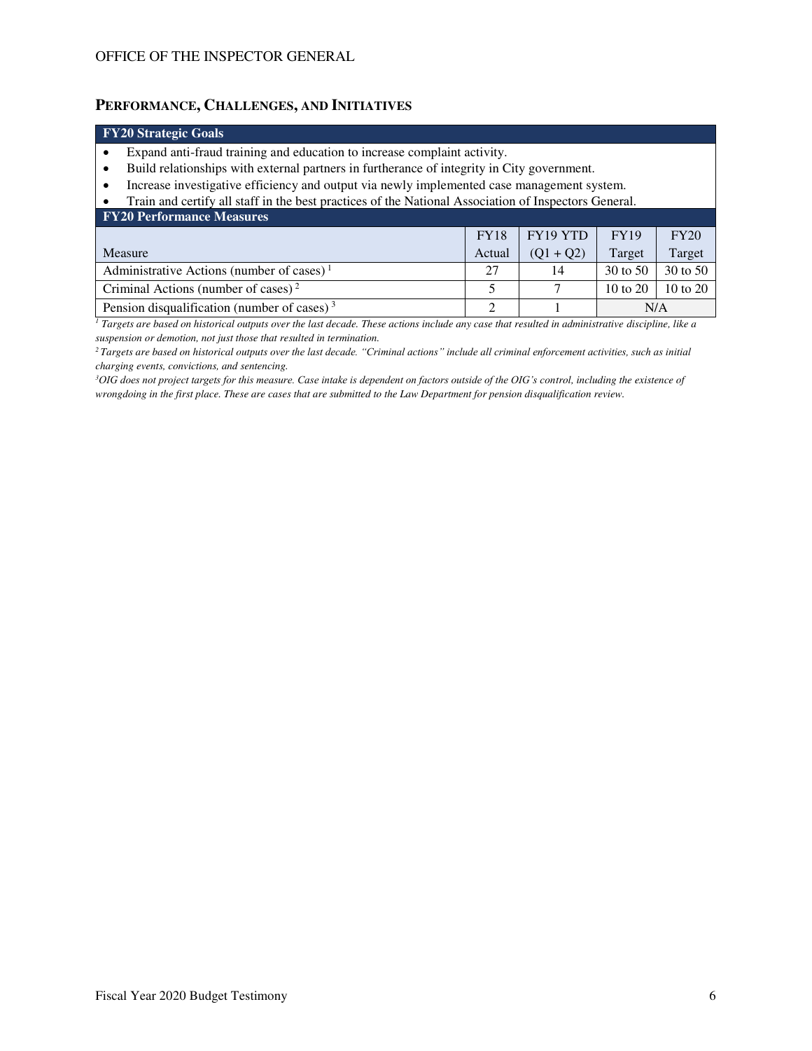## PERFORMANCE, CHALLENGES, AND INITIATIVES

**FY20 Strategic Goals**

- Expand anti-fraud training and education to increase complaint activity.
- Build relationships with external partners in furtherance of integrity in City government.
- Increase investigative efficiency and output via newly implemented case management system.
- Train and certify all staff in the best practices of the National Association of Inspectors General.

**FY20 Performance Measures**

| Measure | FY18 Actual | FY19 YTD (Q1 + Q2) | FY19 Target | FY20 Target |
|---|---|---|---|---|
| Administrative Actions (number of cases) [1] | 27 | 14 | 30 to 50 | 30 to 50 |
| Criminal Actions (number of cases) [2] | 5 | 7 | 10 to 20 | 10 to 20 |
| Pension disqualification (number of cases) [3] | 2 | 1 | N/A | |

*[1] Targets are based on historical outputs over the last decade. These actions include any case that resulted in administrative discipline, like a suspension or demotion, not just those that resulted in termination.*

*[2] Targets are based on historical outputs over the last decade. "Criminal actions" include all criminal enforcement activities, such as initial charging events, convictions, and sentencing.*

*[3] OIG does not project targets for this measure. Case intake is dependent on factors outside of the OIG's control, including the existence of wrongdoing in the first place. These are cases that are submitted to the Law Department for pension disqualification review.*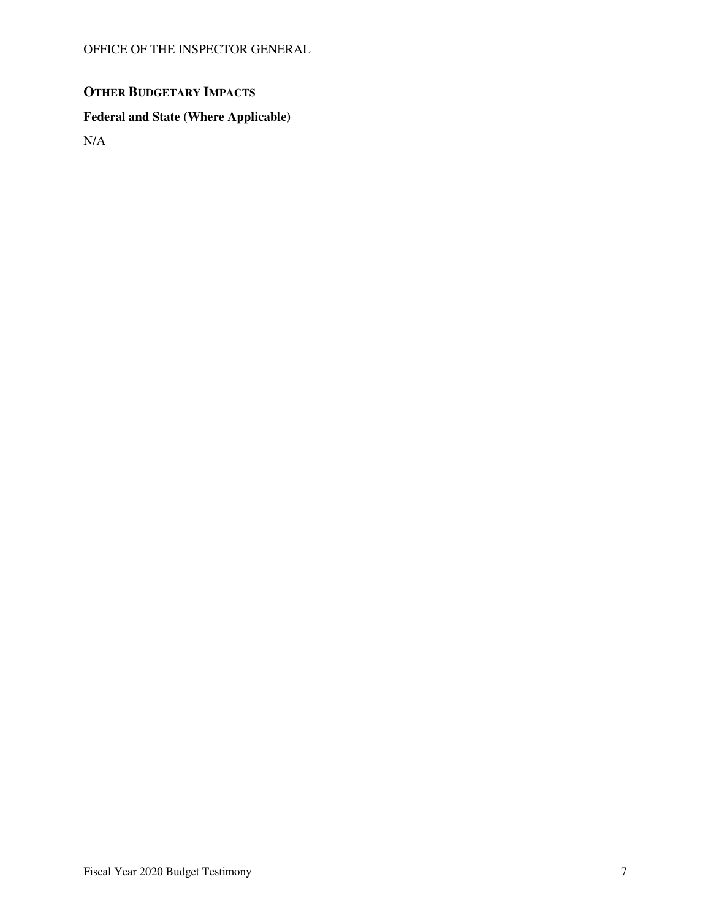## Other Budgetary Impacts

### Federal and State (Where Applicable)

N/A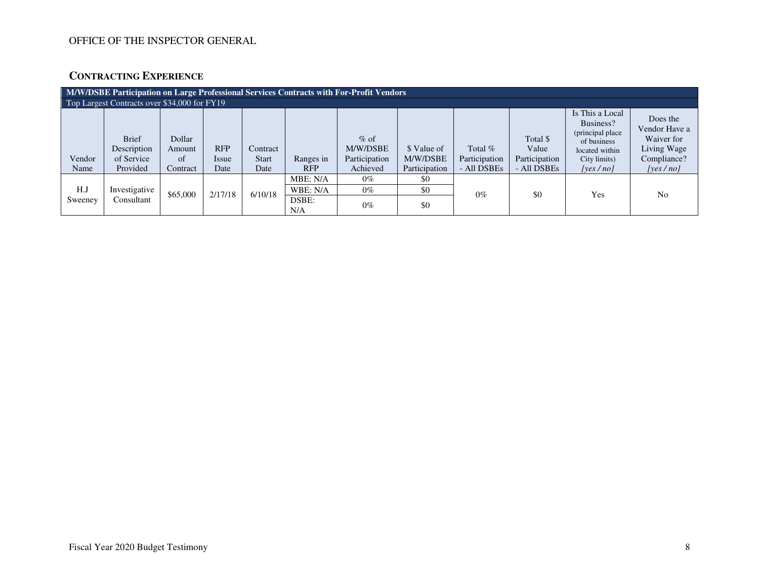OFFICE OF THE INSPECTOR GENERAL

## CONTRACTING EXPERIENCE

| M/W/DSBE Participation on Large Professional Services Contracts with For-Profit Vendors | | | | | | | | | | | |
|---|---|---|---|---|---|---|---|---|---|---|---|
| Top Largest Contracts over $34,000 for FY19 | | | | | | | | | | | |
| Vendor Name | Brief Description of Service Provided | Dollar Amount of Contract | RFP Issue Date | Contract Start Date | Ranges in RFP | % of M/W/DSBE Participation Achieved | $ Value of M/W/DSBE Participation | Total % Participation - All DSBEs | Total $ Value Participation - All DSBEs | Is This a Local Business? (principal place of business located within City limits) *[yes / no]* | Does the Vendor Have a Waiver for Living Wage Compliance? *[yes / no]* |
| H.J Sweeney | Investigative Consultant | $65,000 | 2/17/18 | 6/10/18 | MBE: N/A | 0% | $0 | 0% | $0 | Yes | No |
| | | | | | WBE: N/A | 0% | $0 | | | | |
| | | | | | DSBE: N/A | 0% | $0 | | | | |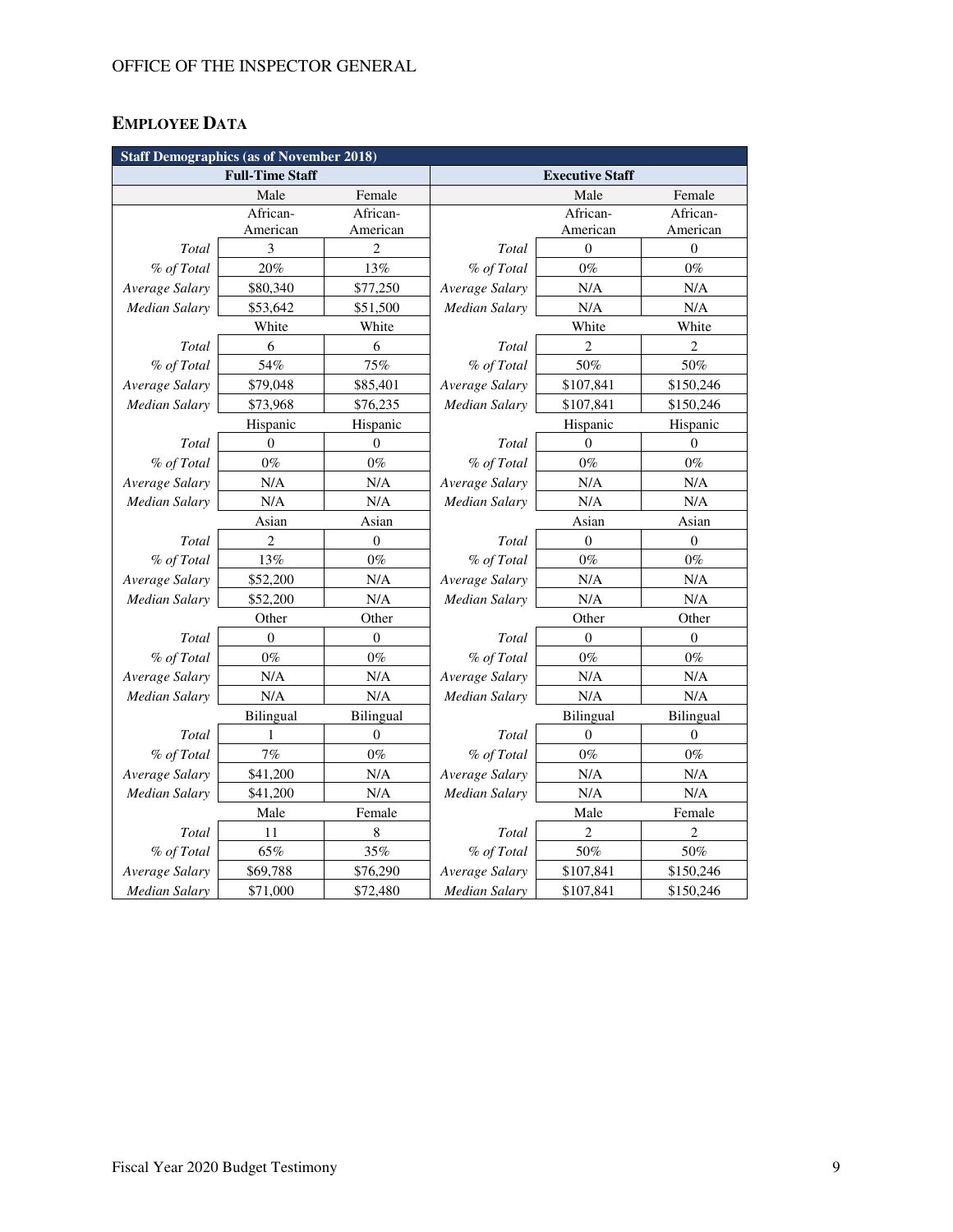## EMPLOYEE DATA

| Staff Demographics (as of November 2018) | | | | | |
|---|---|---|---|---|---|
| **Full-Time Staff** | | | **Executive Staff** | | |
| | Male | Female | | Male | Female |
| | African-American | African-American | | African-American | African-American |
| *Total* | 3 | 2 | *Total* | 0 | 0 |
| *% of Total* | 20% | 13% | *% of Total* | 0% | 0% |
| *Average Salary* | $80,340 | $77,250 | *Average Salary* | N/A | N/A |
| *Median Salary* | $53,642 | $51,500 | *Median Salary* | N/A | N/A |
| | White | White | | White | White |
| *Total* | 6 | 6 | *Total* | 2 | 2 |
| *% of Total* | 54% | 75% | *% of Total* | 50% | 50% |
| *Average Salary* | $79,048 | $85,401 | *Average Salary* | $107,841 | $150,246 |
| *Median Salary* | $73,968 | $76,235 | *Median Salary* | $107,841 | $150,246 |
| | Hispanic | Hispanic | | Hispanic | Hispanic |
| *Total* | 0 | 0 | *Total* | 0 | 0 |
| *% of Total* | 0% | 0% | *% of Total* | 0% | 0% |
| *Average Salary* | N/A | N/A | *Average Salary* | N/A | N/A |
| *Median Salary* | N/A | N/A | *Median Salary* | N/A | N/A |
| | Asian | Asian | | Asian | Asian |
| *Total* | 2 | 0 | *Total* | 0 | 0 |
| *% of Total* | 13% | 0% | *% of Total* | 0% | 0% |
| *Average Salary* | $52,200 | N/A | *Average Salary* | N/A | N/A |
| *Median Salary* | $52,200 | N/A | *Median Salary* | N/A | N/A |
| | Other | Other | | Other | Other |
| *Total* | 0 | 0 | *Total* | 0 | 0 |
| *% of Total* | 0% | 0% | *% of Total* | 0% | 0% |
| *Average Salary* | N/A | N/A | *Average Salary* | N/A | N/A |
| *Median Salary* | N/A | N/A | *Median Salary* | N/A | N/A |
| | Bilingual | Bilingual | | Bilingual | Bilingual |
| *Total* | 1 | 0 | *Total* | 0 | 0 |
| *% of Total* | 7% | 0% | *% of Total* | 0% | 0% |
| *Average Salary* | $41,200 | N/A | *Average Salary* | N/A | N/A |
| *Median Salary* | $41,200 | N/A | *Median Salary* | N/A | N/A |
| | Male | Female | | Male | Female |
| *Total* | 11 | 8 | *Total* | 2 | 2 |
| *% of Total* | 65% | 35% | *% of Total* | 50% | 50% |
| *Average Salary* | $69,788 | $76,290 | *Average Salary* | $107,841 | $150,246 |
| *Median Salary* | $71,000 | $72,480 | *Median Salary* | $107,841 | $150,246 |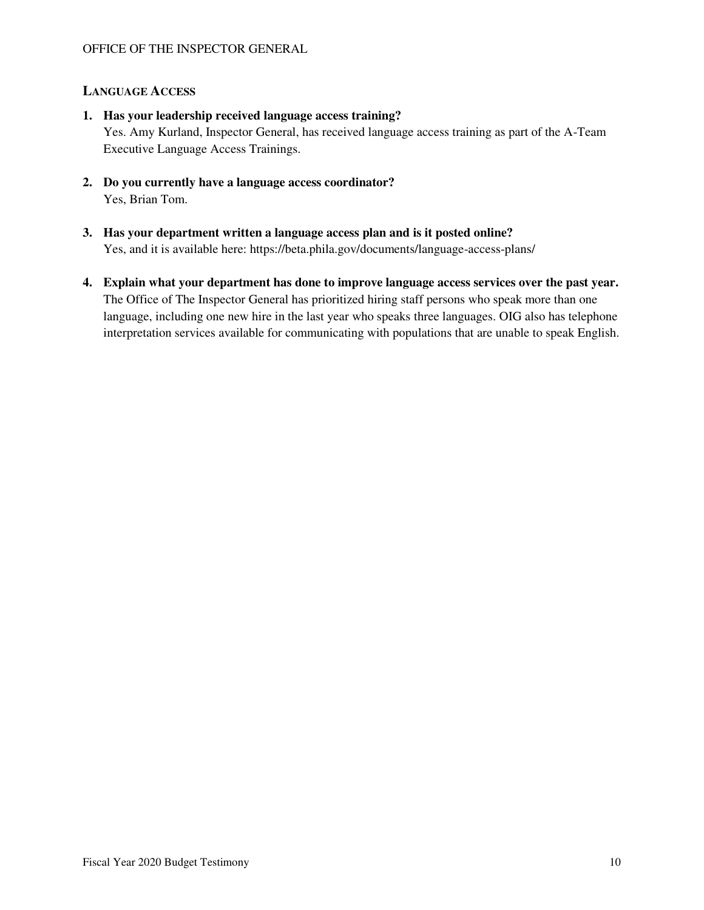## LANGUAGE ACCESS

1. **Has your leadership received language access training?**
   Yes. Amy Kurland, Inspector General, has received language access training as part of the A-Team Executive Language Access Trainings.

2. **Do you currently have a language access coordinator?**
   Yes, Brian Tom.

3. **Has your department written a language access plan and is it posted online?**
   Yes, and it is available here: https://beta.phila.gov/documents/language-access-plans/

4. **Explain what your department has done to improve language access services over the past year.**
   The Office of The Inspector General has prioritized hiring staff persons who speak more than one language, including one new hire in the last year who speaks three languages. OIG also has telephone interpretation services available for communicating with populations that are unable to speak English.